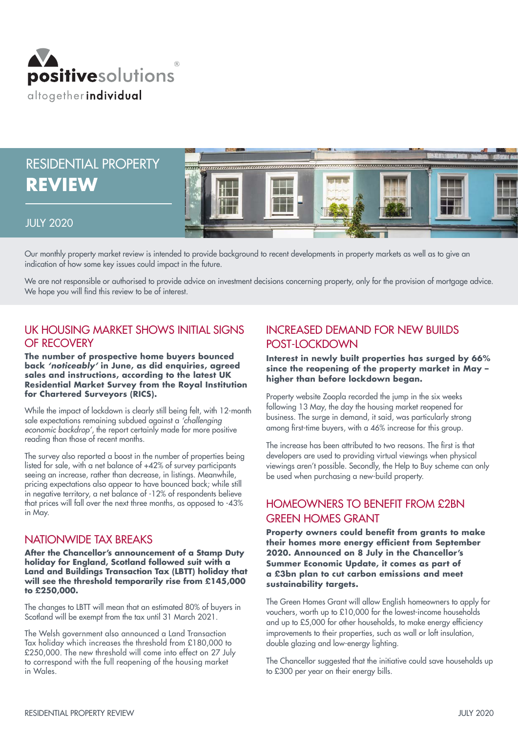positivesolutions®
altogether individual

# RESIDENTIAL PROPERTY REVIEW

JULY 2020

Our monthly property market review is intended to provide background to recent developments in property markets as well as to give an indication of how some key issues could impact in the future.

We are not responsible or authorised to provide advice on investment decisions concerning property, only for the provision of mortgage advice. We hope you will find this review to be of interest.

## UK HOUSING MARKET SHOWS INITIAL SIGNS OF RECOVERY

**The number of prospective home buyers bounced back *'noticeably'* in June, as did enquiries, agreed sales and instructions, according to the latest UK Residential Market Survey from the Royal Institution for Chartered Surveyors (RICS).**

While the impact of lockdown is clearly still being felt, with 12-month sale expectations remaining subdued against a *'challenging economic backdrop'*, the report certainly made for more positive reading than those of recent months.

The survey also reported a boost in the number of properties being listed for sale, with a net balance of +42% of survey participants seeing an increase, rather than decrease, in listings. Meanwhile, pricing expectations also appear to have bounced back; while still in negative territory, a net balance of -12% of respondents believe that prices will fall over the next three months, as opposed to -43% in May.

## NATIONWIDE TAX BREAKS

**After the Chancellor's announcement of a Stamp Duty holiday for England, Scotland followed suit with a Land and Buildings Transaction Tax (LBTT) holiday that will see the threshold temporarily rise from £145,000 to £250,000.**

The changes to LBTT will mean that an estimated 80% of buyers in Scotland will be exempt from the tax until 31 March 2021.

The Welsh government also announced a Land Transaction Tax holiday which increases the threshold from £180,000 to £250,000. The new threshold will come into effect on 27 July to correspond with the full reopening of the housing market in Wales.

## INCREASED DEMAND FOR NEW BUILDS POST-LOCKDOWN

**Interest in newly built properties has surged by 66% since the reopening of the property market in May – higher than before lockdown began.**

Property website Zoopla recorded the jump in the six weeks following 13 May, the day the housing market reopened for business. The surge in demand, it said, was particularly strong among first-time buyers, with a 46% increase for this group.

The increase has been attributed to two reasons. The first is that developers are used to providing virtual viewings when physical viewings aren't possible. Secondly, the Help to Buy scheme can only be used when purchasing a new-build property.

## HOMEOWNERS TO BENEFIT FROM £2BN GREEN HOMES GRANT

**Property owners could benefit from grants to make their homes more energy efficient from September 2020. Announced on 8 July in the Chancellor's Summer Economic Update, it comes as part of a £3bn plan to cut carbon emissions and meet sustainability targets.**

The Green Homes Grant will allow English homeowners to apply for vouchers, worth up to £10,000 for the lowest-income households and up to £5,000 for other households, to make energy efficiency improvements to their properties, such as wall or loft insulation, double glazing and low-energy lighting.

The Chancellor suggested that the initiative could save households up to £300 per year on their energy bills.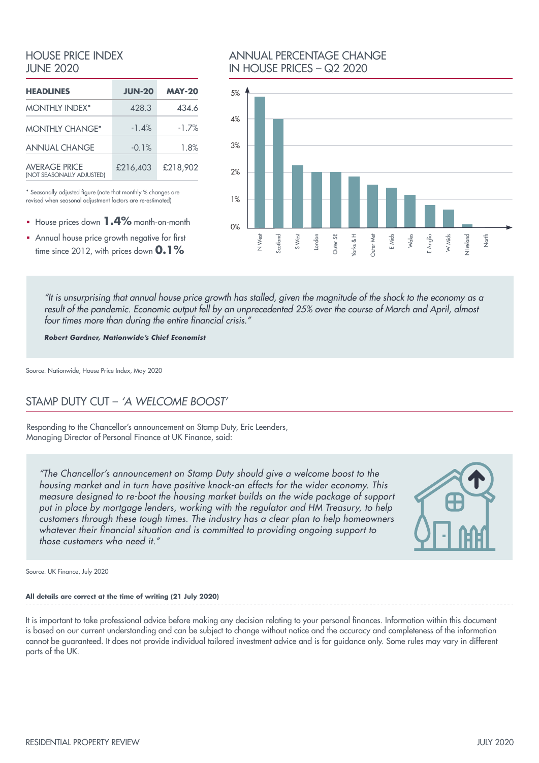## HOUSE PRICE INDEX JUNE 2020

| HEADLINES | JUN-20 | MAY-20 |
|---|---|---|
| MONTHLY INDEX* | 428.3 | 434.6 |
| MONTHLY CHANGE* | -1.4% | -1.7% |
| ANNUAL CHANGE | -0.1% | 1.8% |
| AVERAGE PRICE (NOT SEASONALLY ADJUSTED) | £216,403 | £218,902 |

\* Seasonally adjusted figure (note that monthly % changes are revised when seasonal adjustment factors are re-estimated)

- House prices down **1.4%** month-on-month
- Annual house price growth negative for first time since 2012, with prices down **0.1%**

## ANNUAL PERCENTAGE CHANGE IN HOUSE PRICES – Q2 2020

5%
4%
3%
2%
1%
0%

N West
Scotland
S West
London
Outer SE
Yorks & H
Outer Met
E Mids
Wales
E Anglia
W Mids
N Ireland
North

*"It is unsurprising that annual house price growth has stalled, given the magnitude of the shock to the economy as a result of the pandemic. Economic output fell by an unprecedented 25% over the course of March and April, almost four times more than during the entire financial crisis."*

***Robert Gardner, Nationwide's Chief Economist***

Source: Nationwide, House Price Index, May 2020

## STAMP DUTY CUT – *'A WELCOME BOOST'*

Responding to the Chancellor's announcement on Stamp Duty, Eric Leenders, Managing Director of Personal Finance at UK Finance, said:

*"The Chancellor's announcement on Stamp Duty should give a welcome boost to the housing market and in turn have positive knock-on effects for the wider economy. This measure designed to re-boot the housing market builds on the wide package of support put in place by mortgage lenders, working with the regulator and HM Treasury, to help customers through these tough times. The industry has a clear plan to help homeowners whatever their financial situation and is committed to providing ongoing support to those customers who need it."*

Source: UK Finance, July 2020

**All details are correct at the time of writing (21 July 2020)**

It is important to take professional advice before making any decision relating to your personal finances. Information within this document is based on our current understanding and can be subject to change without notice and the accuracy and completeness of the information cannot be guaranteed. It does not provide individual tailored investment advice and is for guidance only. Some rules may vary in different parts of the UK.